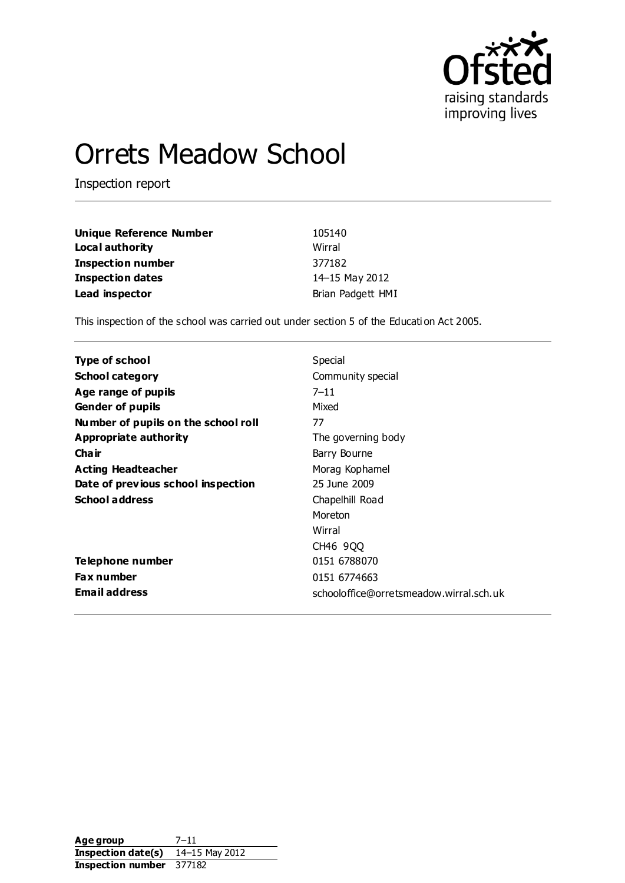Ofsted
raising standards
improving lives

# Orrets Meadow School

Inspection report

| | |
|---|---|
| **Unique Reference Number** | 105140 |
| **Local authority** | Wirral |
| **Inspection number** | 377182 |
| **Inspection dates** | 14–15 May 2012 |
| **Lead inspector** | Brian Padgett HMI |

This inspection of the school was carried out under section 5 of the Education Act 2005.

| | |
|---|---|
| **Type of school** | Special |
| **School category** | Community special |
| **Age range of pupils** | 7–11 |
| **Gender of pupils** | Mixed |
| **Number of pupils on the school roll** | 77 |
| **Appropriate authority** | The governing body |
| **Chair** | Barry Bourne |
| **Acting Headteacher** | Morag Kophamel |
| **Date of previous school inspection** | 25 June 2009 |
| **School address** | Chapelhill Road<br>Moreton<br>Wirral<br>CH46 9QQ |
| **Telephone number** | 0151 6788070 |
| **Fax number** | 0151 6774663 |
| **Email address** | schooloffice@orretsmeadow.wirral.sch.uk |

| | |
|---|---|
| **Age group** | 7–11 |
| **Inspection date(s)** | 14–15 May 2012 |
| **Inspection number** | 377182 |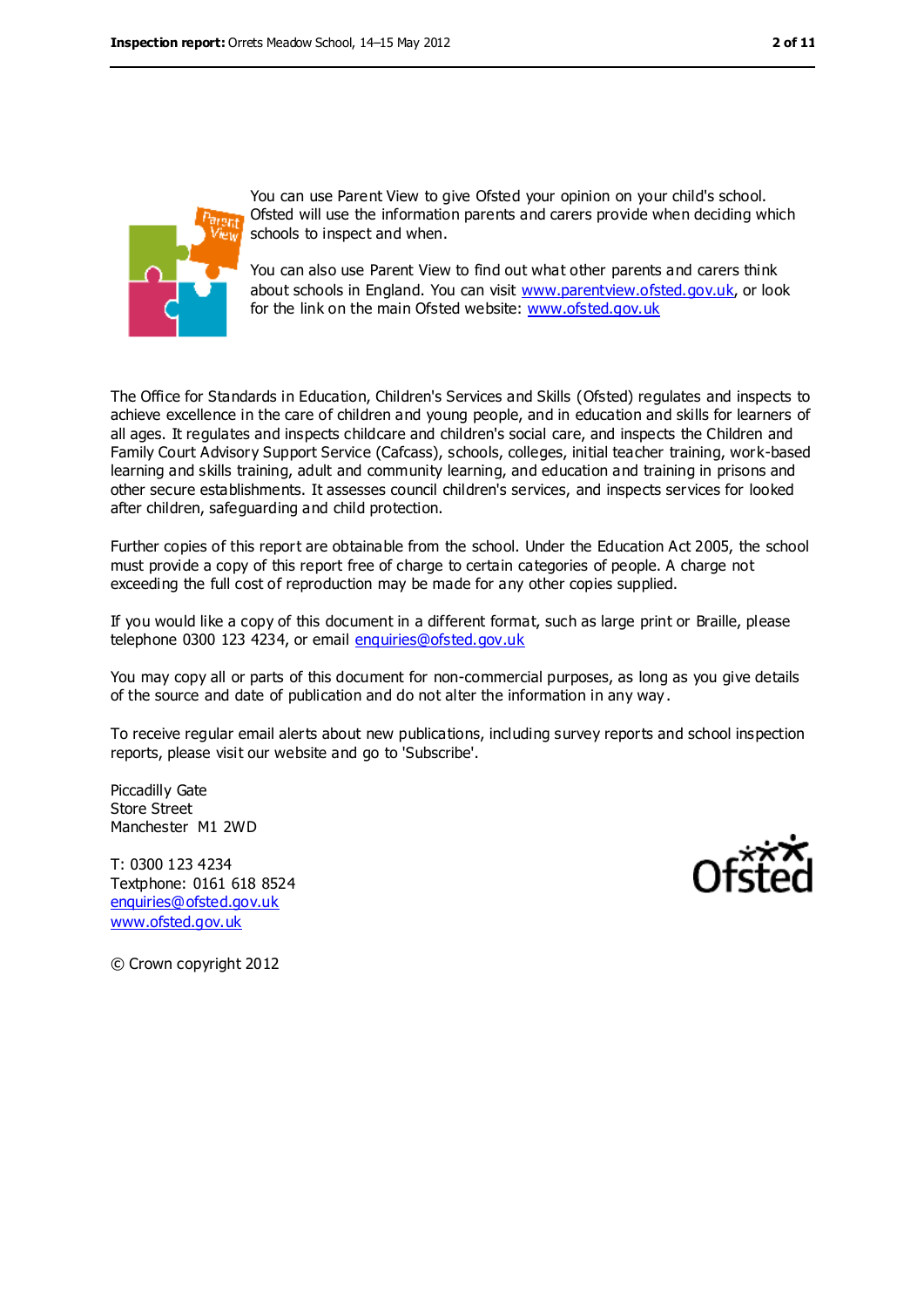You can use Parent View to give Ofsted your opinion on your child's school. Ofsted will use the information parents and carers provide when deciding which schools to inspect and when.

You can also use Parent View to find out what other parents and carers think about schools in England. You can visit www.parentview.ofsted.gov.uk, or look for the link on the main Ofsted website: www.ofsted.gov.uk

The Office for Standards in Education, Children's Services and Skills (Ofsted) regulates and inspects to achieve excellence in the care of children and young people, and in education and skills for learners of all ages. It regulates and inspects childcare and children's social care, and inspects the Children and Family Court Advisory Support Service (Cafcass), schools, colleges, initial teacher training, work-based learning and skills training, adult and community learning, and education and training in prisons and other secure establishments. It assesses council children's services, and inspects services for looked after children, safeguarding and child protection.

Further copies of this report are obtainable from the school. Under the Education Act 2005, the school must provide a copy of this report free of charge to certain categories of people. A charge not exceeding the full cost of reproduction may be made for any other copies supplied.

If you would like a copy of this document in a different format, such as large print or Braille, please telephone 0300 123 4234, or email enquiries@ofsted.gov.uk

You may copy all or parts of this document for non-commercial purposes, as long as you give details of the source and date of publication and do not alter the information in any way.

To receive regular email alerts about new publications, including survey reports and school inspection reports, please visit our website and go to 'Subscribe'.

Piccadilly Gate
Store Street
Manchester M1 2WD

T: 0300 123 4234
Textphone: 0161 618 8524
enquiries@ofsted.gov.uk
www.ofsted.gov.uk

© Crown copyright 2012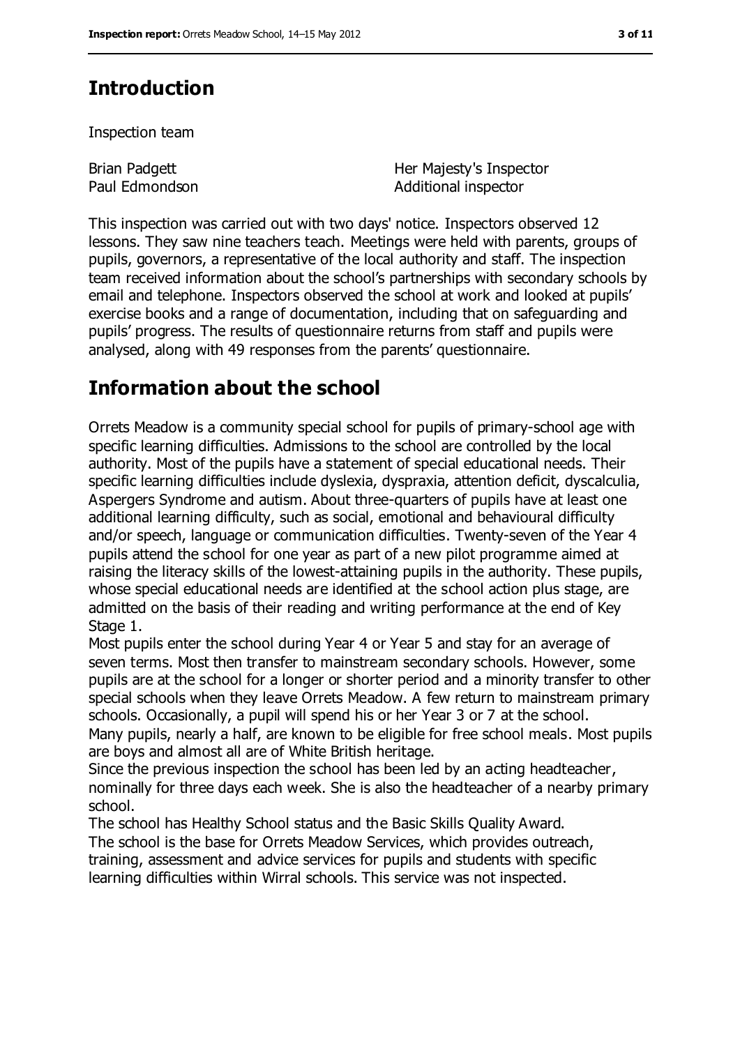## Introduction

Inspection team

| | |
|---|---|
| Brian Padgett | Her Majesty's Inspector |
| Paul Edmondson | Additional inspector |

This inspection was carried out with two days' notice. Inspectors observed 12 lessons. They saw nine teachers teach. Meetings were held with parents, groups of pupils, governors, a representative of the local authority and staff. The inspection team received information about the school's partnerships with secondary schools by email and telephone. Inspectors observed the school at work and looked at pupils' exercise books and a range of documentation, including that on safeguarding and pupils' progress. The results of questionnaire returns from staff and pupils were analysed, along with 49 responses from the parents' questionnaire.

## Information about the school

Orrets Meadow is a community special school for pupils of primary-school age with specific learning difficulties. Admissions to the school are controlled by the local authority. Most of the pupils have a statement of special educational needs. Their specific learning difficulties include dyslexia, dyspraxia, attention deficit, dyscalculia, Aspergers Syndrome and autism. About three-quarters of pupils have at least one additional learning difficulty, such as social, emotional and behavioural difficulty and/or speech, language or communication difficulties. Twenty-seven of the Year 4 pupils attend the school for one year as part of a new pilot programme aimed at raising the literacy skills of the lowest-attaining pupils in the authority. These pupils, whose special educational needs are identified at the school action plus stage, are admitted on the basis of their reading and writing performance at the end of Key Stage 1.

Most pupils enter the school during Year 4 or Year 5 and stay for an average of seven terms. Most then transfer to mainstream secondary schools. However, some pupils are at the school for a longer or shorter period and a minority transfer to other special schools when they leave Orrets Meadow. A few return to mainstream primary schools. Occasionally, a pupil will spend his or her Year 3 or 7 at the school.

Many pupils, nearly a half, are known to be eligible for free school meals. Most pupils are boys and almost all are of White British heritage.

Since the previous inspection the school has been led by an acting headteacher, nominally for three days each week. She is also the headteacher of a nearby primary school.

The school has Healthy School status and the Basic Skills Quality Award.

The school is the base for Orrets Meadow Services, which provides outreach, training, assessment and advice services for pupils and students with specific learning difficulties within Wirral schools. This service was not inspected.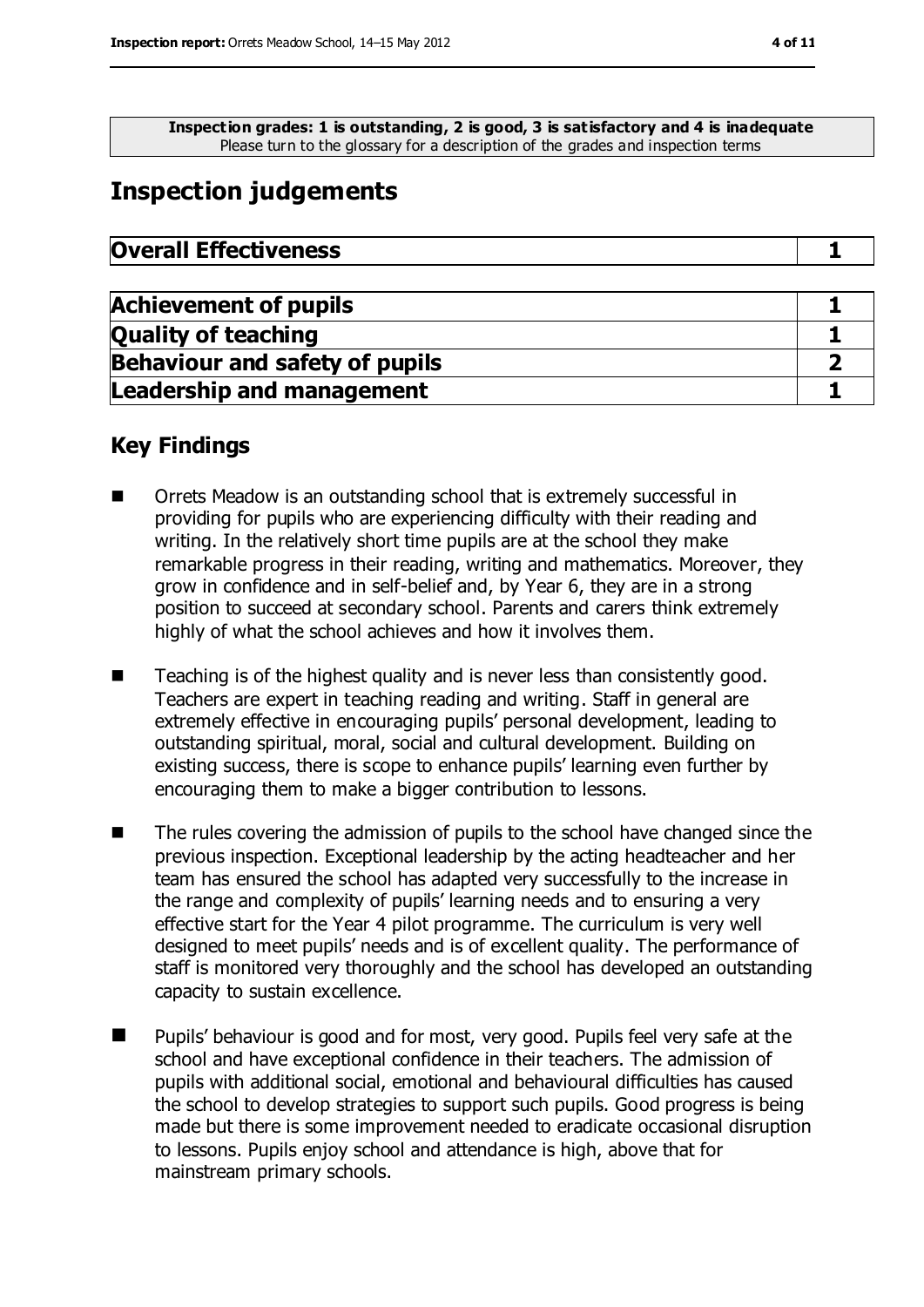**Inspection grades: 1 is outstanding, 2 is good, 3 is satisfactory and 4 is inadequate**
Please turn to the glossary for a description of the grades and inspection terms

## Inspection judgements

| **Overall Effectiveness** | **1** |
|---|---|

| **Achievement of pupils** | **1** |
|---|---|
| **Quality of teaching** | **1** |
| **Behaviour and safety of pupils** | **2** |
| **Leadership and management** | **1** |

### Key Findings

- Orrets Meadow is an outstanding school that is extremely successful in providing for pupils who are experiencing difficulty with their reading and writing. In the relatively short time pupils are at the school they make remarkable progress in their reading, writing and mathematics. Moreover, they grow in confidence and in self-belief and, by Year 6, they are in a strong position to succeed at secondary school. Parents and carers think extremely highly of what the school achieves and how it involves them.

- Teaching is of the highest quality and is never less than consistently good. Teachers are expert in teaching reading and writing. Staff in general are extremely effective in encouraging pupils' personal development, leading to outstanding spiritual, moral, social and cultural development. Building on existing success, there is scope to enhance pupils' learning even further by encouraging them to make a bigger contribution to lessons.

- The rules covering the admission of pupils to the school have changed since the previous inspection. Exceptional leadership by the acting headteacher and her team has ensured the school has adapted very successfully to the increase in the range and complexity of pupils' learning needs and to ensuring a very effective start for the Year 4 pilot programme. The curriculum is very well designed to meet pupils' needs and is of excellent quality. The performance of staff is monitored very thoroughly and the school has developed an outstanding capacity to sustain excellence.

- Pupils' behaviour is good and for most, very good. Pupils feel very safe at the school and have exceptional confidence in their teachers. The admission of pupils with additional social, emotional and behavioural difficulties has caused the school to develop strategies to support such pupils. Good progress is being made but there is some improvement needed to eradicate occasional disruption to lessons. Pupils enjoy school and attendance is high, above that for mainstream primary schools.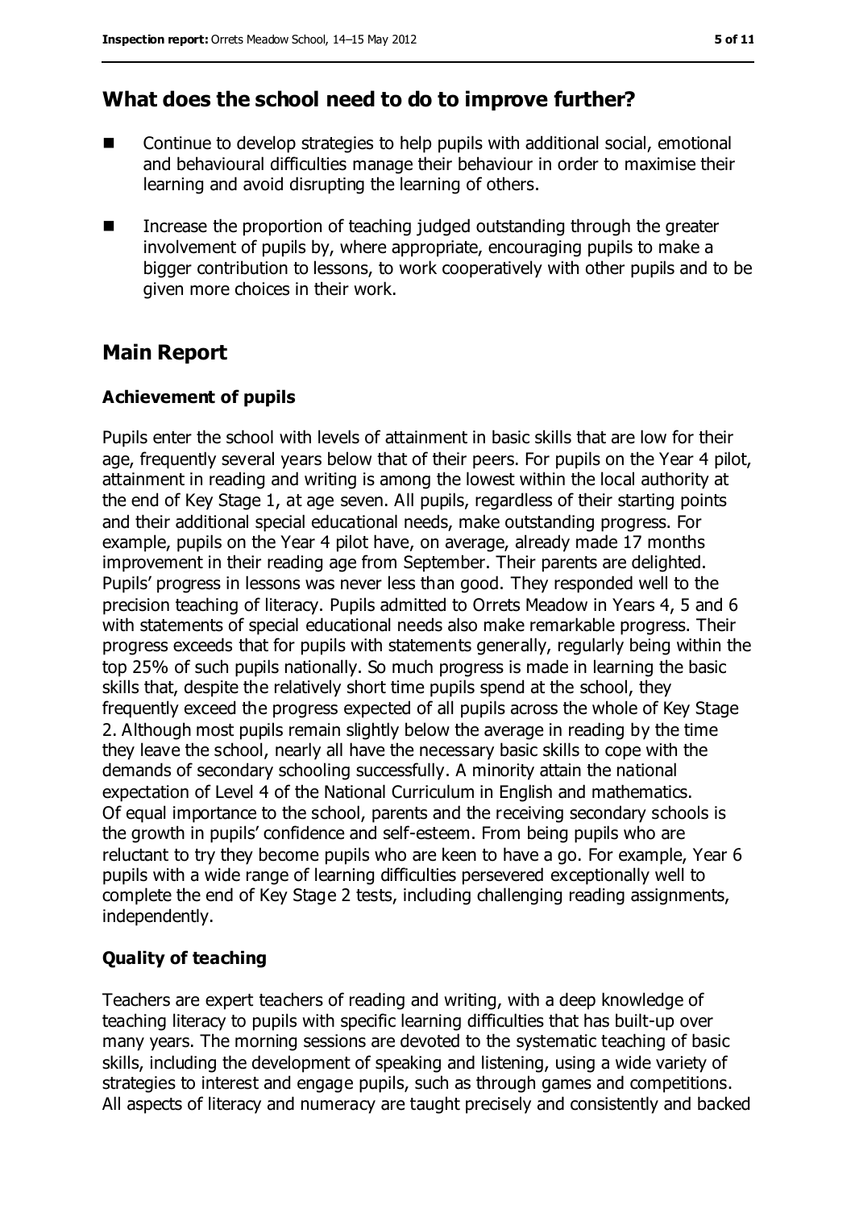## What does the school need to do to improve further?

- Continue to develop strategies to help pupils with additional social, emotional and behavioural difficulties manage their behaviour in order to maximise their learning and avoid disrupting the learning of others.
- Increase the proportion of teaching judged outstanding through the greater involvement of pupils by, where appropriate, encouraging pupils to make a bigger contribution to lessons, to work cooperatively with other pupils and to be given more choices in their work.

## Main Report

### Achievement of pupils

Pupils enter the school with levels of attainment in basic skills that are low for their age, frequently several years below that of their peers. For pupils on the Year 4 pilot, attainment in reading and writing is among the lowest within the local authority at the end of Key Stage 1, at age seven. All pupils, regardless of their starting points and their additional special educational needs, make outstanding progress. For example, pupils on the Year 4 pilot have, on average, already made 17 months improvement in their reading age from September. Their parents are delighted. Pupils' progress in lessons was never less than good. They responded well to the precision teaching of literacy. Pupils admitted to Orrets Meadow in Years 4, 5 and 6 with statements of special educational needs also make remarkable progress. Their progress exceeds that for pupils with statements generally, regularly being within the top 25% of such pupils nationally. So much progress is made in learning the basic skills that, despite the relatively short time pupils spend at the school, they frequently exceed the progress expected of all pupils across the whole of Key Stage 2. Although most pupils remain slightly below the average in reading by the time they leave the school, nearly all have the necessary basic skills to cope with the demands of secondary schooling successfully. A minority attain the national expectation of Level 4 of the National Curriculum in English and mathematics. Of equal importance to the school, parents and the receiving secondary schools is the growth in pupils' confidence and self-esteem. From being pupils who are reluctant to try they become pupils who are keen to have a go. For example, Year 6 pupils with a wide range of learning difficulties persevered exceptionally well to complete the end of Key Stage 2 tests, including challenging reading assignments, independently.

### Quality of teaching

Teachers are expert teachers of reading and writing, with a deep knowledge of teaching literacy to pupils with specific learning difficulties that has built-up over many years. The morning sessions are devoted to the systematic teaching of basic skills, including the development of speaking and listening, using a wide variety of strategies to interest and engage pupils, such as through games and competitions. All aspects of literacy and numeracy are taught precisely and consistently and backed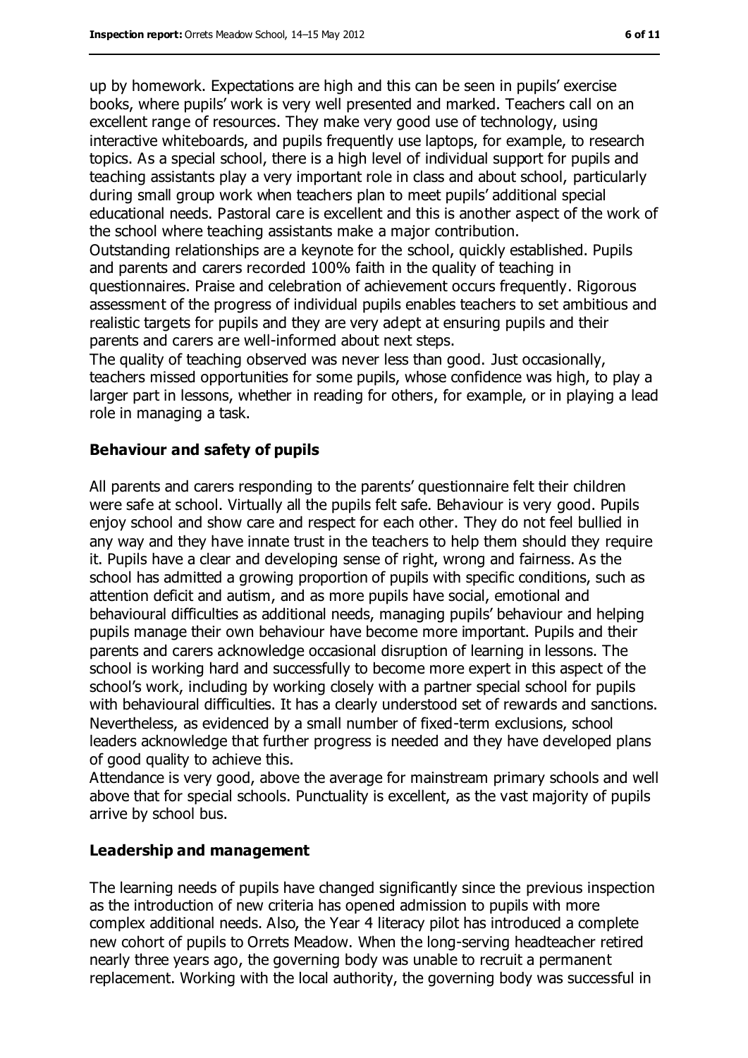up by homework. Expectations are high and this can be seen in pupils' exercise books, where pupils' work is very well presented and marked. Teachers call on an excellent range of resources. They make very good use of technology, using interactive whiteboards, and pupils frequently use laptops, for example, to research topics. As a special school, there is a high level of individual support for pupils and teaching assistants play a very important role in class and about school, particularly during small group work when teachers plan to meet pupils' additional special educational needs. Pastoral care is excellent and this is another aspect of the work of the school where teaching assistants make a major contribution.

Outstanding relationships are a keynote for the school, quickly established. Pupils and parents and carers recorded 100% faith in the quality of teaching in questionnaires. Praise and celebration of achievement occurs frequently. Rigorous assessment of the progress of individual pupils enables teachers to set ambitious and realistic targets for pupils and they are very adept at ensuring pupils and their parents and carers are well-informed about next steps.

The quality of teaching observed was never less than good. Just occasionally, teachers missed opportunities for some pupils, whose confidence was high, to play a larger part in lessons, whether in reading for others, for example, or in playing a lead role in managing a task.

## Behaviour and safety of pupils

All parents and carers responding to the parents' questionnaire felt their children were safe at school. Virtually all the pupils felt safe. Behaviour is very good. Pupils enjoy school and show care and respect for each other. They do not feel bullied in any way and they have innate trust in the teachers to help them should they require it. Pupils have a clear and developing sense of right, wrong and fairness. As the school has admitted a growing proportion of pupils with specific conditions, such as attention deficit and autism, and as more pupils have social, emotional and behavioural difficulties as additional needs, managing pupils' behaviour and helping pupils manage their own behaviour have become more important. Pupils and their parents and carers acknowledge occasional disruption of learning in lessons. The school is working hard and successfully to become more expert in this aspect of the school's work, including by working closely with a partner special school for pupils with behavioural difficulties. It has a clearly understood set of rewards and sanctions. Nevertheless, as evidenced by a small number of fixed-term exclusions, school leaders acknowledge that further progress is needed and they have developed plans of good quality to achieve this.

Attendance is very good, above the average for mainstream primary schools and well above that for special schools. Punctuality is excellent, as the vast majority of pupils arrive by school bus.

## Leadership and management

The learning needs of pupils have changed significantly since the previous inspection as the introduction of new criteria has opened admission to pupils with more complex additional needs. Also, the Year 4 literacy pilot has introduced a complete new cohort of pupils to Orrets Meadow. When the long-serving headteacher retired nearly three years ago, the governing body was unable to recruit a permanent replacement. Working with the local authority, the governing body was successful in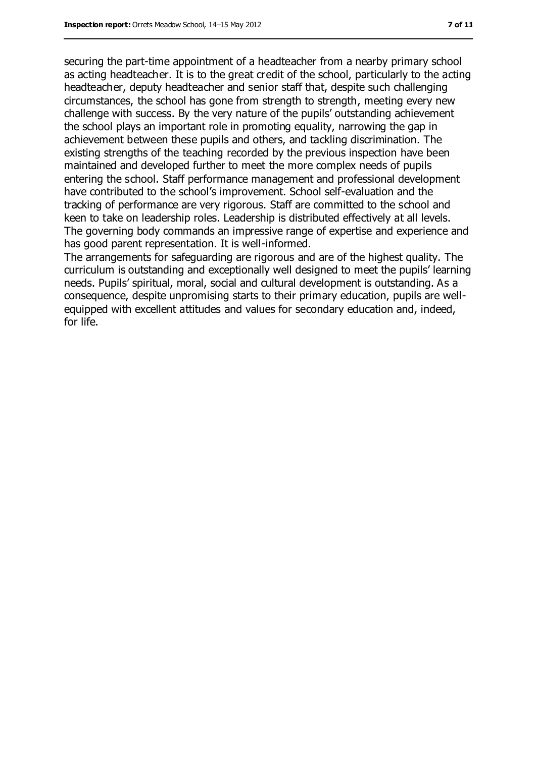securing the part-time appointment of a headteacher from a nearby primary school as acting headteacher. It is to the great credit of the school, particularly to the acting headteacher, deputy headteacher and senior staff that, despite such challenging circumstances, the school has gone from strength to strength, meeting every new challenge with success. By the very nature of the pupils' outstanding achievement the school plays an important role in promoting equality, narrowing the gap in achievement between these pupils and others, and tackling discrimination. The existing strengths of the teaching recorded by the previous inspection have been maintained and developed further to meet the more complex needs of pupils entering the school. Staff performance management and professional development have contributed to the school's improvement. School self-evaluation and the tracking of performance are very rigorous. Staff are committed to the school and keen to take on leadership roles. Leadership is distributed effectively at all levels. The governing body commands an impressive range of expertise and experience and has good parent representation. It is well-informed.

The arrangements for safeguarding are rigorous and are of the highest quality. The curriculum is outstanding and exceptionally well designed to meet the pupils' learning needs. Pupils' spiritual, moral, social and cultural development is outstanding. As a consequence, despite unpromising starts to their primary education, pupils are well-equipped with excellent attitudes and values for secondary education and, indeed, for life.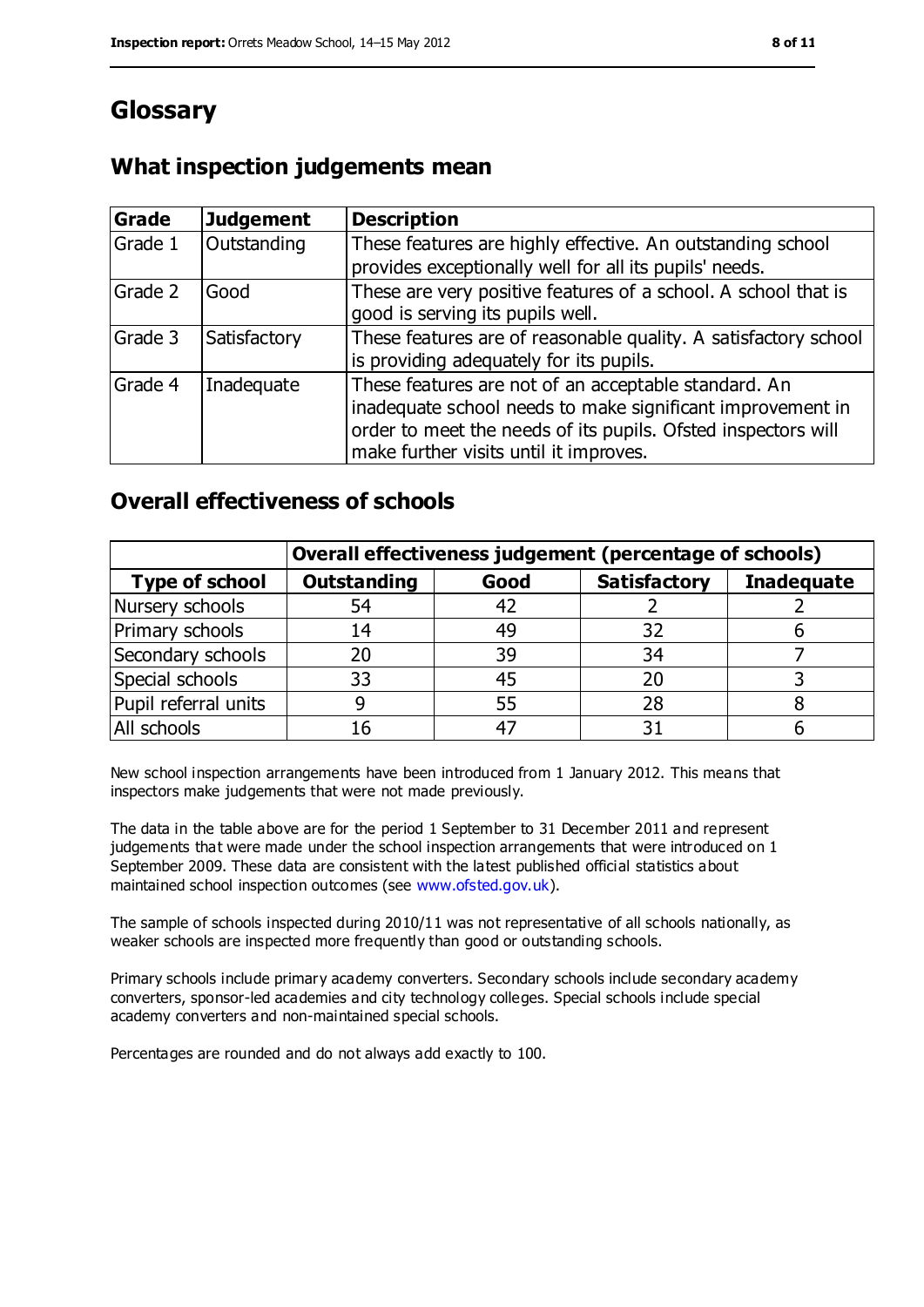# Glossary

## What inspection judgements mean

| Grade | Judgement | Description |
|---|---|---|
| Grade 1 | Outstanding | These features are highly effective. An outstanding school provides exceptionally well for all its pupils' needs. |
| Grade 2 | Good | These are very positive features of a school. A school that is good is serving its pupils well. |
| Grade 3 | Satisfactory | These features are of reasonable quality. A satisfactory school is providing adequately for its pupils. |
| Grade 4 | Inadequate | These features are not of an acceptable standard. An inadequate school needs to make significant improvement in order to meet the needs of its pupils. Ofsted inspectors will make further visits until it improves. |

## Overall effectiveness of schools

| | Overall effectiveness judgement (percentage of schools) | | | |
|---|---|---|---|---|
| **Type of school** | **Outstanding** | **Good** | **Satisfactory** | **Inadequate** |
| Nursery schools | 54 | 42 | 2 | 2 |
| Primary schools | 14 | 49 | 32 | 6 |
| Secondary schools | 20 | 39 | 34 | 7 |
| Special schools | 33 | 45 | 20 | 3 |
| Pupil referral units | 9 | 55 | 28 | 8 |
| All schools | 16 | 47 | 31 | 6 |

New school inspection arrangements have been introduced from 1 January 2012. This means that inspectors make judgements that were not made previously.

The data in the table above are for the period 1 September to 31 December 2011 and represent judgements that were made under the school inspection arrangements that were introduced on 1 September 2009. These data are consistent with the latest published official statistics about maintained school inspection outcomes (see www.ofsted.gov.uk).

The sample of schools inspected during 2010/11 was not representative of all schools nationally, as weaker schools are inspected more frequently than good or outstanding schools.

Primary schools include primary academy converters. Secondary schools include secondary academy converters, sponsor-led academies and city technology colleges. Special schools include special academy converters and non-maintained special schools.

Percentages are rounded and do not always add exactly to 100.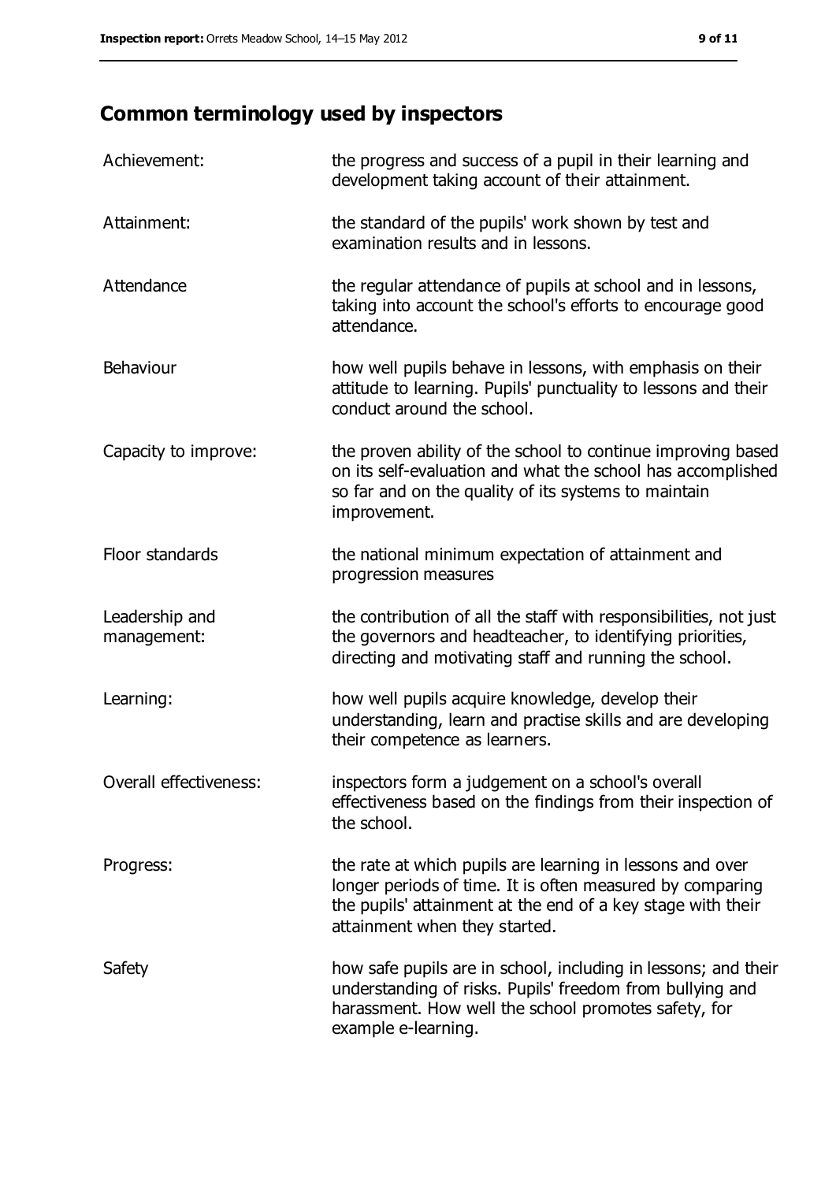## Common terminology used by inspectors

| | |
|---|---|
| Achievement: | the progress and success of a pupil in their learning and development taking account of their attainment. |
| Attainment: | the standard of the pupils' work shown by test and examination results and in lessons. |
| Attendance | the regular attendance of pupils at school and in lessons, taking into account the school's efforts to encourage good attendance. |
| Behaviour | how well pupils behave in lessons, with emphasis on their attitude to learning. Pupils' punctuality to lessons and their conduct around the school. |
| Capacity to improve: | the proven ability of the school to continue improving based on its self-evaluation and what the school has accomplished so far and on the quality of its systems to maintain improvement. |
| Floor standards | the national minimum expectation of attainment and progression measures |
| Leadership and management: | the contribution of all the staff with responsibilities, not just the governors and headteacher, to identifying priorities, directing and motivating staff and running the school. |
| Learning: | how well pupils acquire knowledge, develop their understanding, learn and practise skills and are developing their competence as learners. |
| Overall effectiveness: | inspectors form a judgement on a school's overall effectiveness based on the findings from their inspection of the school. |
| Progress: | the rate at which pupils are learning in lessons and over longer periods of time. It is often measured by comparing the pupils' attainment at the end of a key stage with their attainment when they started. |
| Safety | how safe pupils are in school, including in lessons; and their understanding of risks. Pupils' freedom from bullying and harassment. How well the school promotes safety, for example e-learning. |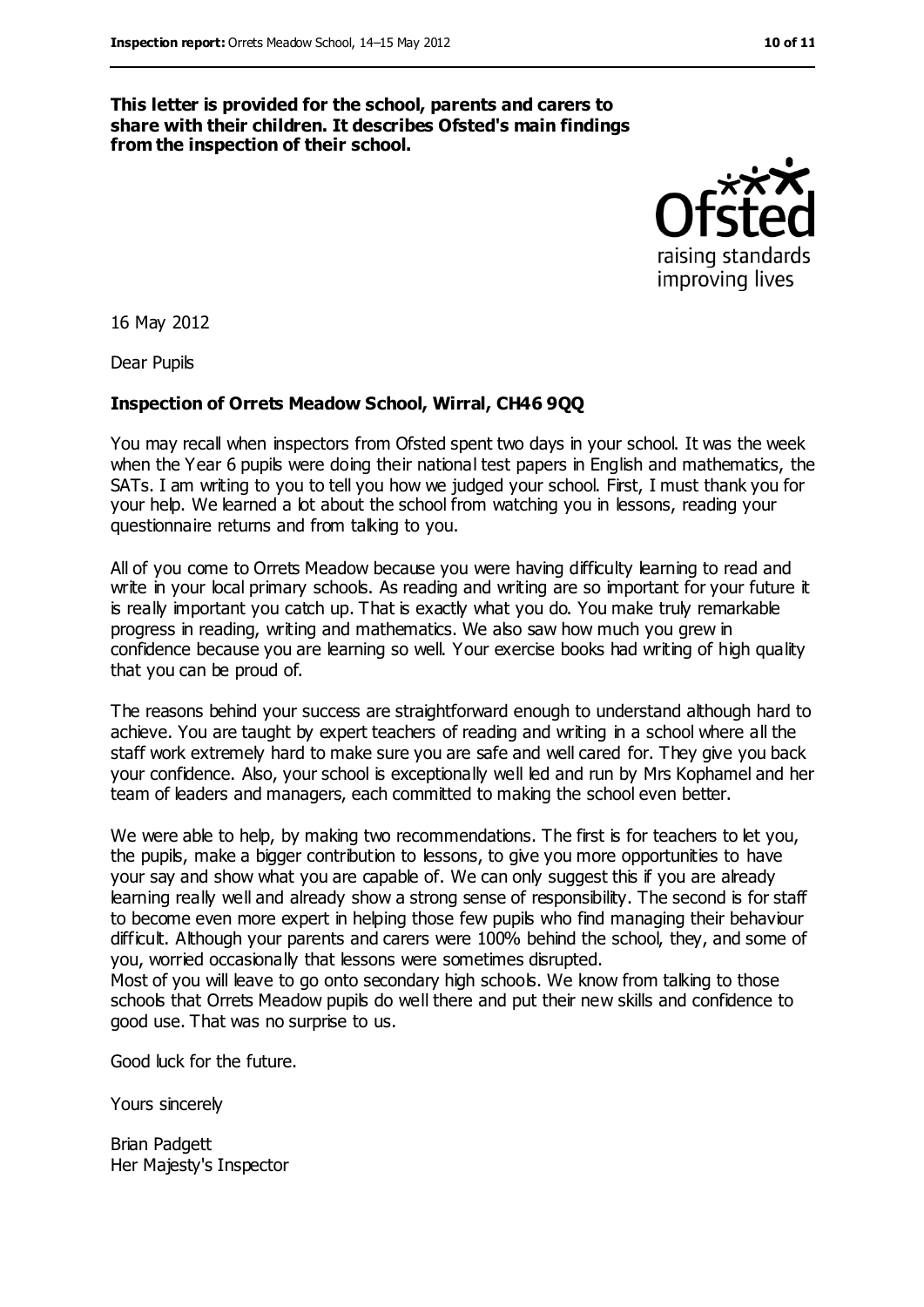**This letter is provided for the school, parents and carers to share with their children. It describes Ofsted's main findings from the inspection of their school.**

16 May 2012

Dear Pupils

**Inspection of Orrets Meadow School, Wirral, CH46 9QQ**

You may recall when inspectors from Ofsted spent two days in your school. It was the week when the Year 6 pupils were doing their national test papers in English and mathematics, the SATs. I am writing to you to tell you how we judged your school. First, I must thank you for your help. We learned a lot about the school from watching you in lessons, reading your questionnaire returns and from talking to you.

All of you come to Orrets Meadow because you were having difficulty learning to read and write in your local primary schools. As reading and writing are so important for your future it is really important you catch up. That is exactly what you do. You make truly remarkable progress in reading, writing and mathematics. We also saw how much you grew in confidence because you are learning so well. Your exercise books had writing of high quality that you can be proud of.

The reasons behind your success are straightforward enough to understand although hard to achieve. You are taught by expert teachers of reading and writing in a school where all the staff work extremely hard to make sure you are safe and well cared for. They give you back your confidence. Also, your school is exceptionally well led and run by Mrs Kophamel and her team of leaders and managers, each committed to making the school even better.

We were able to help, by making two recommendations. The first is for teachers to let you, the pupils, make a bigger contribution to lessons, to give you more opportunities to have your say and show what you are capable of. We can only suggest this if you are already learning really well and already show a strong sense of responsibility. The second is for staff to become even more expert in helping those few pupils who find managing their behaviour difficult. Although your parents and carers were 100% behind the school, they, and some of you, worried occasionally that lessons were sometimes disrupted.

Most of you will leave to go onto secondary high schools. We know from talking to those schools that Orrets Meadow pupils do well there and put their new skills and confidence to good use. That was no surprise to us.

Good luck for the future.

Yours sincerely

Brian Padgett
Her Majesty's Inspector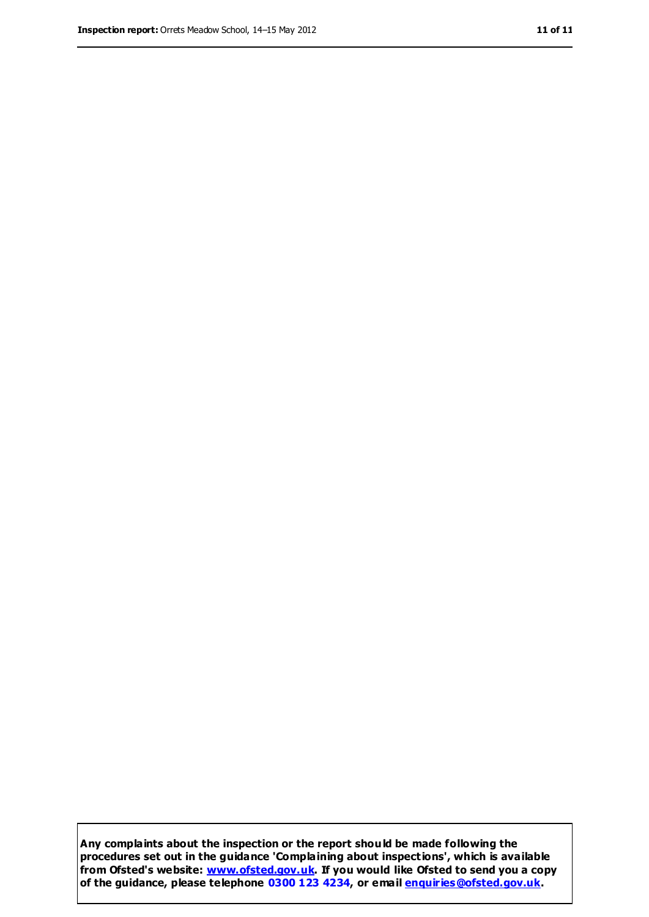**Any complaints about the inspection or the report should be made following the procedures set out in the guidance 'Complaining about inspections', which is available from Ofsted's website: www.ofsted.gov.uk. If you would like Ofsted to send you a copy of the guidance, please telephone 0300 123 4234, or email enquiries@ofsted.gov.uk.**